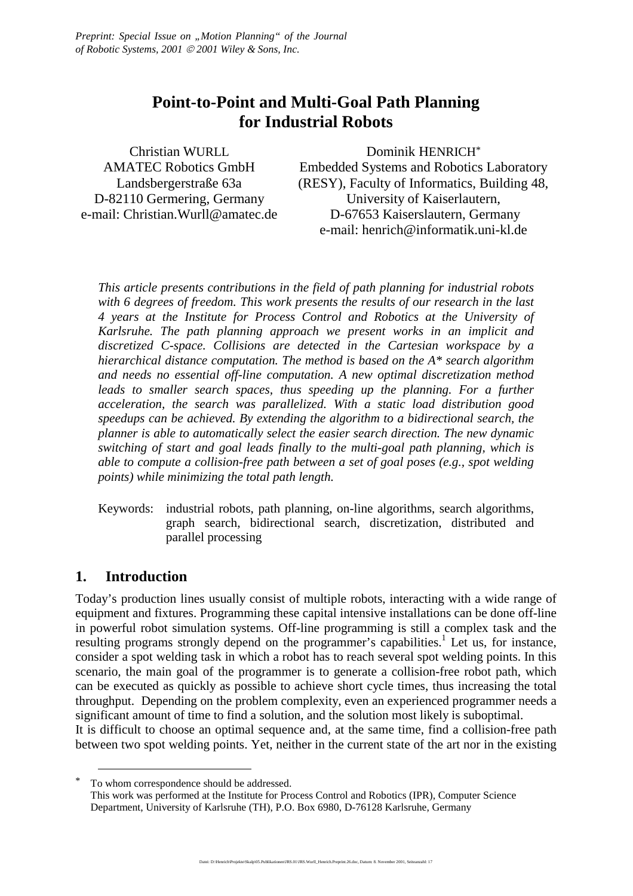*Preprint: Special Issue on „Motion Planning" of the Journal of Robotic Systems, 2001 © 2001 Wiley & Sons, Inc.*

# Point-to-Point and Multi-Goal Path Planning for Industrial Robots

Christian WURLL
AMATEC Robotics GmbH
Landsbergerstraße 63a
D-82110 Germering, Germany
e-mail: Christian.Wurll@amatec.de

Dominik HENRICH*
Embedded Systems and Robotics Laboratory (RESY), Faculty of Informatics, Building 48, University of Kaiserlautern,
D-67653 Kaiserslautern, Germany
e-mail: henrich@informatik.uni-kl.de

*This article presents contributions in the field of path planning for industrial robots with 6 degrees of freedom. This work presents the results of our research in the last 4 years at the Institute for Process Control and Robotics at the University of Karlsruhe. The path planning approach we present works in an implicit and discretized C-space. Collisions are detected in the Cartesian workspace by a hierarchical distance computation. The method is based on the A* search algorithm and needs no essential off-line computation. A new optimal discretization method leads to smaller search spaces, thus speeding up the planning. For a further acceleration, the search was parallelized. With a static load distribution good speedups can be achieved. By extending the algorithm to a bidirectional search, the planner is able to automatically select the easier search direction. The new dynamic switching of start and goal leads finally to the multi-goal path planning, which is able to compute a collision-free path between a set of goal poses (e.g., spot welding points) while minimizing the total path length.*

Keywords: industrial robots, path planning, on-line algorithms, search algorithms, graph search, bidirectional search, discretization, distributed and parallel processing

## 1. Introduction

Today's production lines usually consist of multiple robots, interacting with a wide range of equipment and fixtures. Programming these capital intensive installations can be done off-line in powerful robot simulation systems. Off-line programming is still a complex task and the resulting programs strongly depend on the programmer's capabilities.[1] Let us, for instance, consider a spot welding task in which a robot has to reach several spot welding points. In this scenario, the main goal of the programmer is to generate a collision-free robot path, which can be executed as quickly as possible to achieve short cycle times, thus increasing the total throughput. Depending on the problem complexity, even an experienced programmer needs a significant amount of time to find a solution, and the solution most likely is suboptimal.
It is difficult to choose an optimal sequence and, at the same time, find a collision-free path between two spot welding points. Yet, neither in the current state of the art nor in the existing

---

\* To whom correspondence should be addressed.
This work was performed at the Institute for Process Control and Robotics (IPR), Computer Science Department, University of Karlsruhe (TH), P.O. Box 6980, D-76128 Karlsruhe, Germany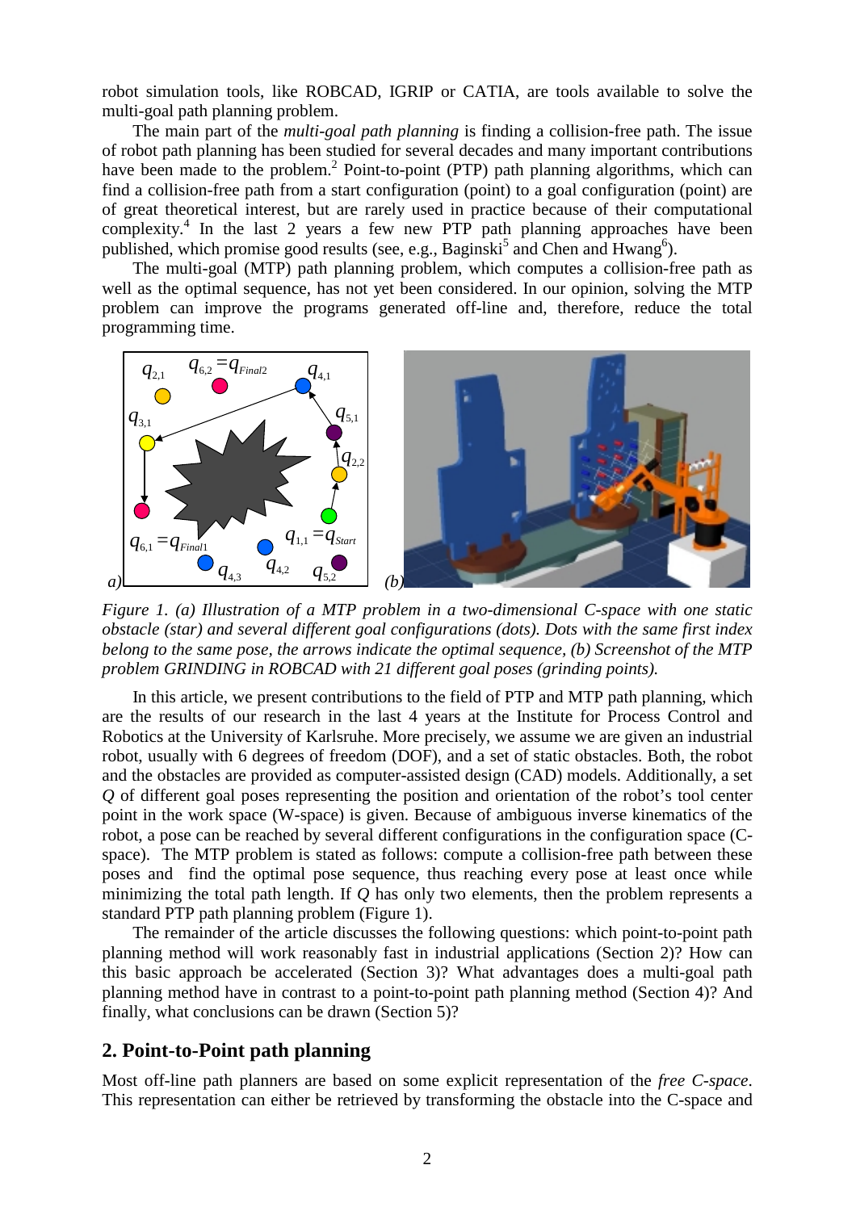robot simulation tools, like ROBCAD, IGRIP or CATIA, are tools available to solve the multi-goal path planning problem.

The main part of the *multi-goal path planning* is finding a collision-free path. The issue of robot path planning has been studied for several decades and many important contributions have been made to the problem.[2] Point-to-point (PTP) path planning algorithms, which can find a collision-free path from a start configuration (point) to a goal configuration (point) are of great theoretical interest, but are rarely used in practice because of their computational complexity.[4] In the last 2 years a few new PTP path planning approaches have been published, which promise good results (see, e.g., Baginski[5] and Chen and Hwang[6]).

The multi-goal (MTP) path planning problem, which computes a collision-free path as well as the optimal sequence, has not yet been considered. In our opinion, solving the MTP problem can improve the programs generated off-line and, therefore, reduce the total programming time.

*Figure 1. (a) Illustration of a MTP problem in a two-dimensional C-space with one static obstacle (star) and several different goal configurations (dots). Dots with the same first index belong to the same pose, the arrows indicate the optimal sequence, (b) Screenshot of the MTP problem GRINDING in ROBCAD with 21 different goal poses (grinding points).*

In this article, we present contributions to the field of PTP and MTP path planning, which are the results of our research in the last 4 years at the Institute for Process Control and Robotics at the University of Karlsruhe. More precisely, we assume we are given an industrial robot, usually with 6 degrees of freedom (DOF), and a set of static obstacles. Both, the robot and the obstacles are provided as computer-assisted design (CAD) models. Additionally, a set $Q$ of different goal poses representing the position and orientation of the robot's tool center point in the work space (W-space) is given. Because of ambiguous inverse kinematics of the robot, a pose can be reached by several different configurations in the configuration space (C-space). The MTP problem is stated as follows: compute a collision-free path between these poses and find the optimal pose sequence, thus reaching every pose at least once while minimizing the total path length. If $Q$ has only two elements, then the problem represents a standard PTP path planning problem (Figure 1).

The remainder of the article discusses the following questions: which point-to-point path planning method will work reasonably fast in industrial applications (Section 2)? How can this basic approach be accelerated (Section 3)? What advantages does a multi-goal path planning method have in contrast to a point-to-point path planning method (Section 4)? And finally, what conclusions can be drawn (Section 5)?

## 2. Point-to-Point path planning

Most off-line path planners are based on some explicit representation of the *free C-space*. This representation can either be retrieved by transforming the obstacle into the C-space and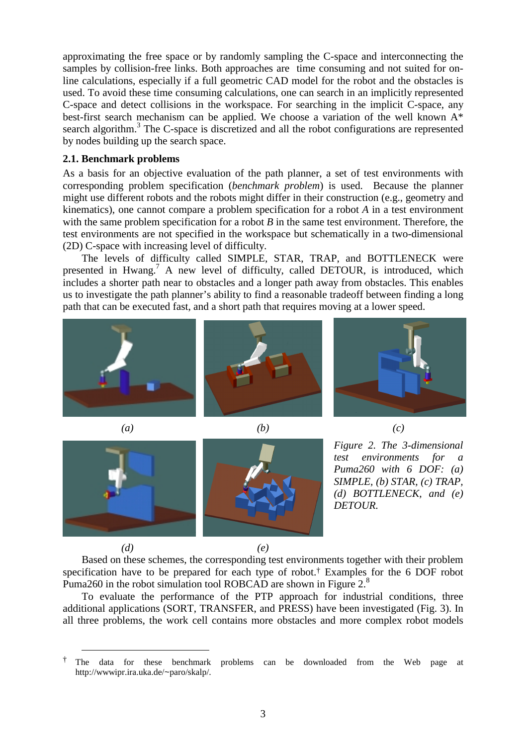approximating the free space or by randomly sampling the C-space and interconnecting the samples by collision-free links. Both approaches are time consuming and not suited for on-line calculations, especially if a full geometric CAD model for the robot and the obstacles is used. To avoid these time consuming calculations, one can search in an implicitly represented C-space and detect collisions in the workspace. For searching in the implicit C-space, any best-first search mechanism can be applied. We choose a variation of the well known A* search algorithm.[3] The C-space is discretized and all the robot configurations are represented by nodes building up the search space.

### 2.1. Benchmark problems

As a basis for an objective evaluation of the path planner, a set of test environments with corresponding problem specification (*benchmark problem*) is used. Because the planner might use different robots and the robots might differ in their construction (e.g., geometry and kinematics), one cannot compare a problem specification for a robot *A* in a test environment with the same problem specification for a robot *B* in the same test environment. Therefore, the test environments are not specified in the workspace but schematically in a two-dimensional (2D) C-space with increasing level of difficulty.

The levels of difficulty called SIMPLE, STAR, TRAP, and BOTTLENECK were presented in Hwang.[7] A new level of difficulty, called DETOUR, is introduced, which includes a shorter path near to obstacles and a longer path away from obstacles. This enables us to investigate the path planner's ability to find a reasonable tradeoff between finding a long path that can be executed fast, and a short path that requires moving at a lower speed.

*(a)* *(b)* *(c)* *(d)* *(e)*

*Figure 2. The 3-dimensional test environments for a Puma260 with 6 DOF: (a) SIMPLE, (b) STAR, (c) TRAP, (d) BOTTLENECK, and (e) DETOUR.*

Based on these schemes, the corresponding test environments together with their problem specification have to be prepared for each type of robot.† Examples for the 6 DOF robot Puma260 in the robot simulation tool ROBCAD are shown in Figure 2.[8]

To evaluate the performance of the PTP approach for industrial conditions, three additional applications (SORT, TRANSFER, and PRESS) have been investigated (Fig. 3). In all three problems, the work cell contains more obstacles and more complex robot models

† The data for these benchmark problems can be downloaded from the Web page at http://wwwipr.ira.uka.de/~paro/skalp/.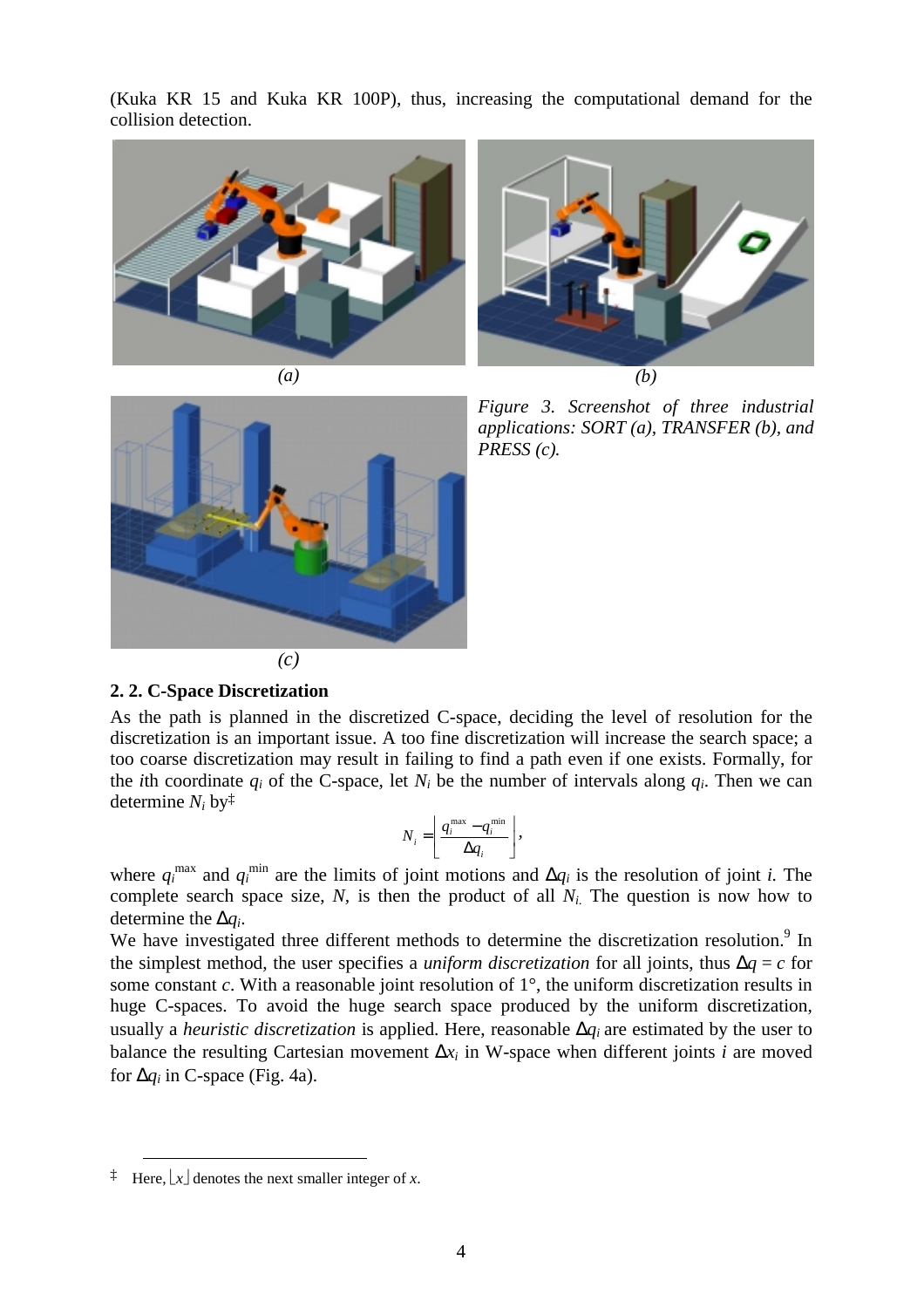(Kuka KR 15 and Kuka KR 100P), thus, increasing the computational demand for the collision detection.

*(a)* *(b)*

*(c)*

*Figure 3. Screenshot of three industrial applications: SORT (a), TRANSFER (b), and PRESS (c).*

**2. 2. C-Space Discretization**

As the path is planned in the discretized C-space, deciding the level of resolution for the discretization is an important issue. A too fine discretization will increase the search space; a too coarse discretization may result in failing to find a path even if one exists. Formally, for the *i*th coordinate $q_i$ of the C-space, let $N_i$ be the number of intervals along $q_i$. Then we can determine $N_i$ by‡

$$N_i = \left\lfloor \frac{q_i^{\max} - q_i^{\min}}{\Delta q_i} \right\rfloor,$$

where $q_i^{\max}$ and $q_i^{\min}$ are the limits of joint motions and $\Delta q_i$ is the resolution of joint *i*. The complete search space size, *N*, is then the product of all $N_i$. The question is now how to determine the $\Delta q_i$.

We have investigated three different methods to determine the discretization resolution.[9] In the simplest method, the user specifies a *uniform discretization* for all joints, thus $\Delta q = c$ for some constant *c*. With a reasonable joint resolution of 1°, the uniform discretization results in huge C-spaces. To avoid the huge search space produced by the uniform discretization, usually a *heuristic discretization* is applied. Here, reasonable $\Delta q_i$ are estimated by the user to balance the resulting Cartesian movement $\Delta x_i$ in W-space when different joints *i* are moved for $\Delta q_i$ in C-space (Fig. 4a).

‡ Here, $\lfloor x \rfloor$ denotes the next smaller integer of *x*.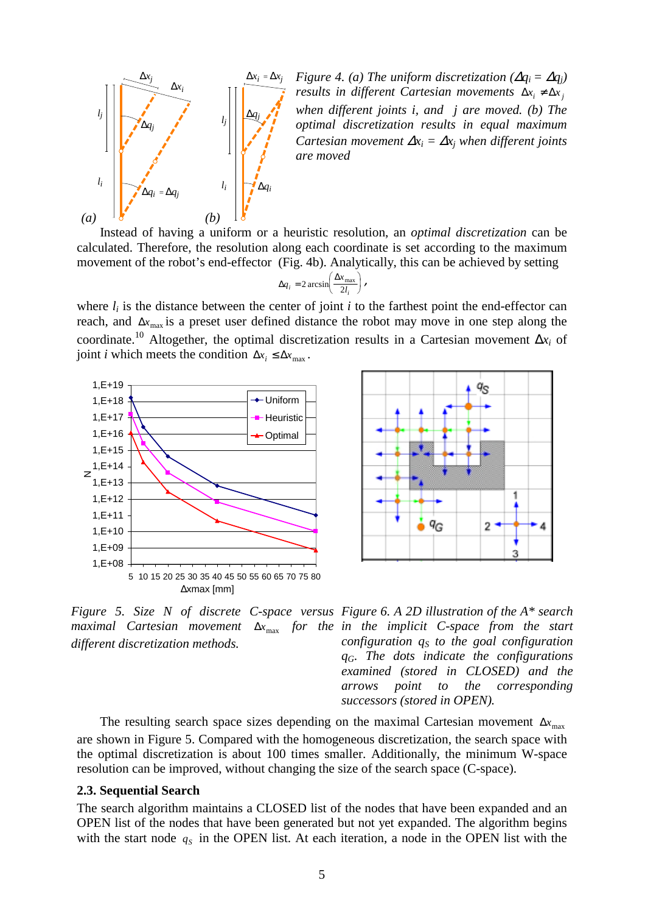*Figure 4. (a) The uniform discretization ($\Delta q_i = \Delta q_j$) results in different Cartesian movements $\Delta x_i \neq \Delta x_j$ when different joints i, and j are moved. (b) The optimal discretization results in equal maximum Cartesian movement $\Delta x_i = \Delta x_j$ when different joints are moved*

Instead of having a uniform or a heuristic resolution, an *optimal discretization* can be calculated. Therefore, the resolution along each coordinate is set according to the maximum movement of the robot's end-effector (Fig. 4b). Analytically, this can be achieved by setting

$$\Delta q_i = 2\arcsin\left(\frac{\Delta x_{max}}{2l_i}\right),$$

where $l_i$ is the distance between the center of joint $i$ to the farthest point the end-effector can reach, and $\Delta x_{max}$ is a preset user defined distance the robot may move in one step along the coordinate.[10] Altogether, the optimal discretization results in a Cartesian movement $\Delta x_i$ of joint $i$ which meets the condition $\Delta x_i \leq \Delta x_{max}$.

*Figure 5. Size N of discrete C-space versus maximal Cartesian movement $\Delta x_{max}$ for the different discretization methods.*

*Figure 6. A 2D illustration of the A\* search in the implicit C-space from the start configuration $q_S$ to the goal configuration $q_G$. The dots indicate the configurations examined (stored in CLOSED) and the arrows point to the corresponding successors (stored in OPEN).*

The resulting search space sizes depending on the maximal Cartesian movement $\Delta x_{max}$ are shown in Figure 5. Compared with the homogeneous discretization, the search space with the optimal discretization is about 100 times smaller. Additionally, the minimum W-space resolution can be improved, without changing the size of the search space (C-space).

### 2.3. Sequential Search

The search algorithm maintains a CLOSED list of the nodes that have been expanded and an OPEN list of the nodes that have been generated but not yet expanded. The algorithm begins with the start node $q_S$ in the OPEN list. At each iteration, a node in the OPEN list with the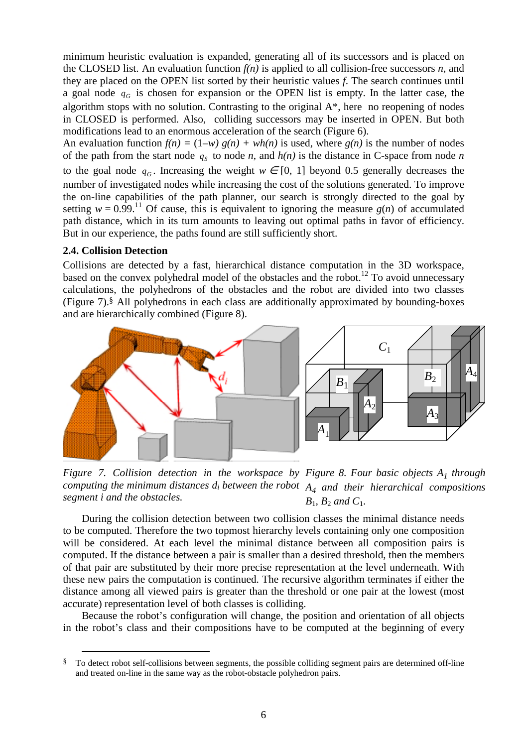minimum heuristic evaluation is expanded, generating all of its successors and is placed on the CLOSED list. An evaluation function *f(n)* is applied to all collision-free successors *n*, and they are placed on the OPEN list sorted by their heuristic values *f*. The search continues until a goal node $q_G$ is chosen for expansion or the OPEN list is empty. In the latter case, the algorithm stops with no solution. Contrasting to the original A*, here no reopening of nodes in CLOSED is performed. Also, colliding successors may be inserted in OPEN. But both modifications lead to an enormous acceleration of the search (Figure 6).

An evaluation function $f(n) = (1–w)\, g(n) + wh(n)$ is used, where $g(n)$ is the number of nodes of the path from the start node $q_S$ to node $n$, and $h(n)$ is the distance in C-space from node $n$ to the goal node $q_G$. Increasing the weight $w \in [0, 1]$ beyond 0.5 generally decreases the number of investigated nodes while increasing the cost of the solutions generated. To improve the on-line capabilities of the path planner, our search is strongly directed to the goal by setting $w = 0.99$.[11] Of cause, this is equivalent to ignoring the measure $g(n)$ of accumulated path distance, which in its turn amounts to leaving out optimal paths in favor of efficiency. But in our experience, the paths found are still sufficiently short.

### 2.4. Collision Detection

Collisions are detected by a fast, hierarchical distance computation in the 3D workspace, based on the convex polyhedral model of the obstacles and the robot.[12] To avoid unnecessary calculations, the polyhedrons of the obstacles and the robot are divided into two classes (Figure 7).[§] All polyhedrons in each class are additionally approximated by bounding-boxes and are hierarchically combined (Figure 8).

*Figure 7. Collision detection in the workspace by computing the minimum distances $d_i$ between the robot segment i and the obstacles.*

*Figure 8. Four basic objects $A_1$ through $A_4$ and their hierarchical compositions $B_1$, $B_2$ and $C_1$.*

During the collision detection between two collision classes the minimal distance needs to be computed. Therefore the two topmost hierarchy levels containing only one composition will be considered. At each level the minimal distance between all composition pairs is computed. If the distance between a pair is smaller than a desired threshold, then the members of that pair are substituted by their more precise representation at the level underneath. With these new pairs the computation is continued. The recursive algorithm terminates if either the distance among all viewed pairs is greater than the threshold or one pair at the lowest (most accurate) representation level of both classes is colliding.

Because the robot's configuration will change, the position and orientation of all objects in the robot's class and their compositions have to be computed at the beginning of every

[§] To detect robot self-collisions between segments, the possible colliding segment pairs are determined off-line and treated on-line in the same way as the robot-obstacle polyhedron pairs.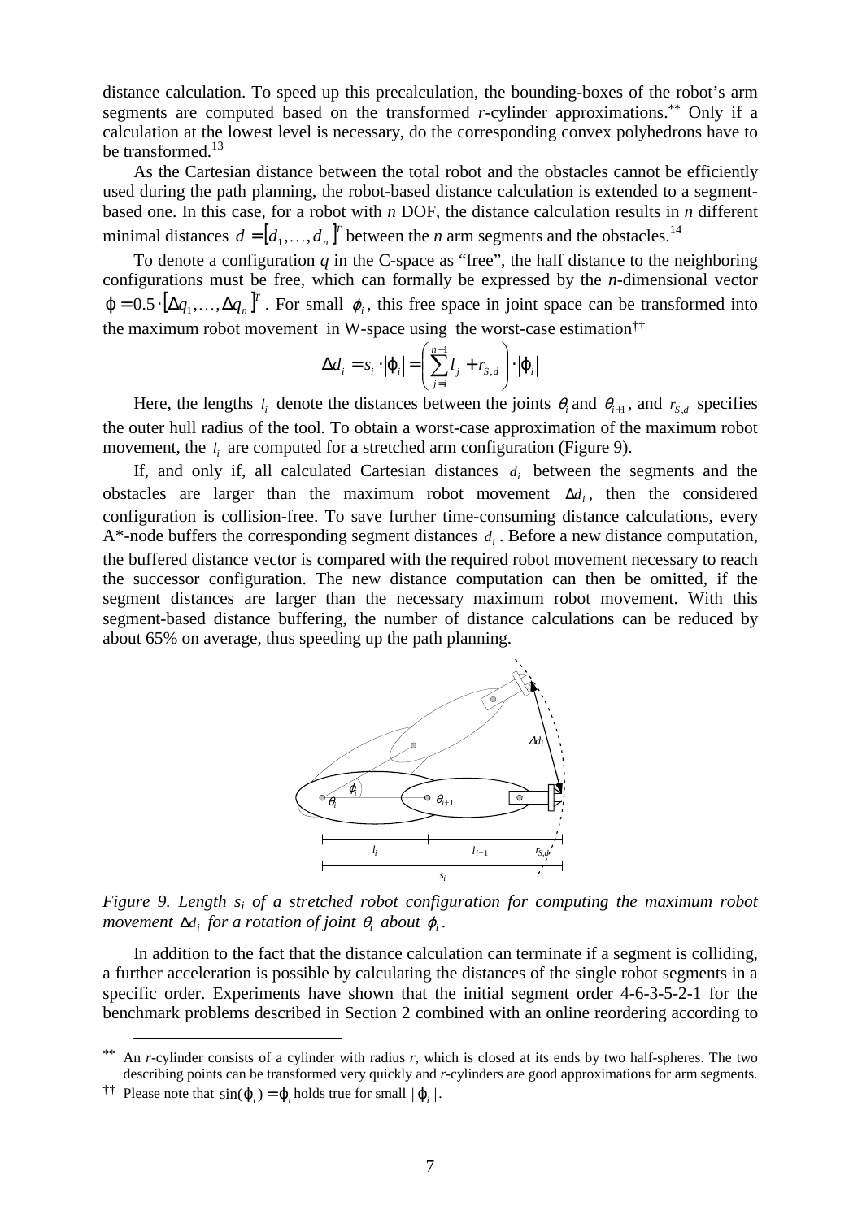distance calculation. To speed up this precalculation, the bounding-boxes of the robot's arm segments are computed based on the transformed *r*-cylinder approximations.[**] Only if a calculation at the lowest level is necessary, do the corresponding convex polyhedrons have to be transformed.[13]

As the Cartesian distance between the total robot and the obstacles cannot be efficiently used during the path planning, the robot-based distance calculation is extended to a segment-based one. In this case, for a robot with *n* DOF, the distance calculation results in *n* different minimal distances $d = [d_1, \ldots, d_n]^T$ between the *n* arm segments and the obstacles.[14]

To denote a configuration *q* in the C-space as "free", the half distance to the neighboring configurations must be free, which can formally be expressed by the *n*-dimensional vector $\varphi = 0.5 \cdot [\Delta q_1, \ldots, \Delta q_n]^T$. For small $\varphi_i$, this free space in joint space can be transformed into the maximum robot movement in W-space using the worst-case estimation[††]

$$\Delta d_i = s_i \cdot |\varphi_i| = \left( \sum_{j=i}^{n-1} l_j + r_{S,d} \right) \cdot |\varphi_i|$$

Here, the lengths $l_i$ denote the distances between the joints $\theta_i$ and $\theta_{i+1}$, and $r_{S,d}$ specifies the outer hull radius of the tool. To obtain a worst-case approximation of the maximum robot movement, the $l_i$ are computed for a stretched arm configuration (Figure 9).

If, and only if, all calculated Cartesian distances $d_i$ between the segments and the obstacles are larger than the maximum robot movement $\Delta d_i$, then the considered configuration is collision-free. To save further time-consuming distance calculations, every A*-node buffers the corresponding segment distances $d_i$. Before a new distance computation, the buffered distance vector is compared with the required robot movement necessary to reach the successor configuration. The new distance computation can then be omitted, if the segment distances are larger than the necessary maximum robot movement. With this segment-based distance buffering, the number of distance calculations can be reduced by about 65% on average, thus speeding up the path planning.

*Figure 9. Length $s_i$ of a stretched robot configuration for computing the maximum robot movement $\Delta d_i$ for a rotation of joint $\theta_i$ about $\varphi_i$.*

In addition to the fact that the distance calculation can terminate if a segment is colliding, a further acceleration is possible by calculating the distances of the single robot segments in a specific order. Experiments have shown that the initial segment order 4-6-3-5-2-1 for the benchmark problems described in Section 2 combined with an online reordering according to

---

[**] An *r*-cylinder consists of a cylinder with radius *r*, which is closed at its ends by two half-spheres. The two describing points can be transformed very quickly and *r*-cylinders are good approximations for arm segments.

[††] Please note that $\sin(\varphi_i) = \varphi_i$ holds true for small $|\varphi_i|$.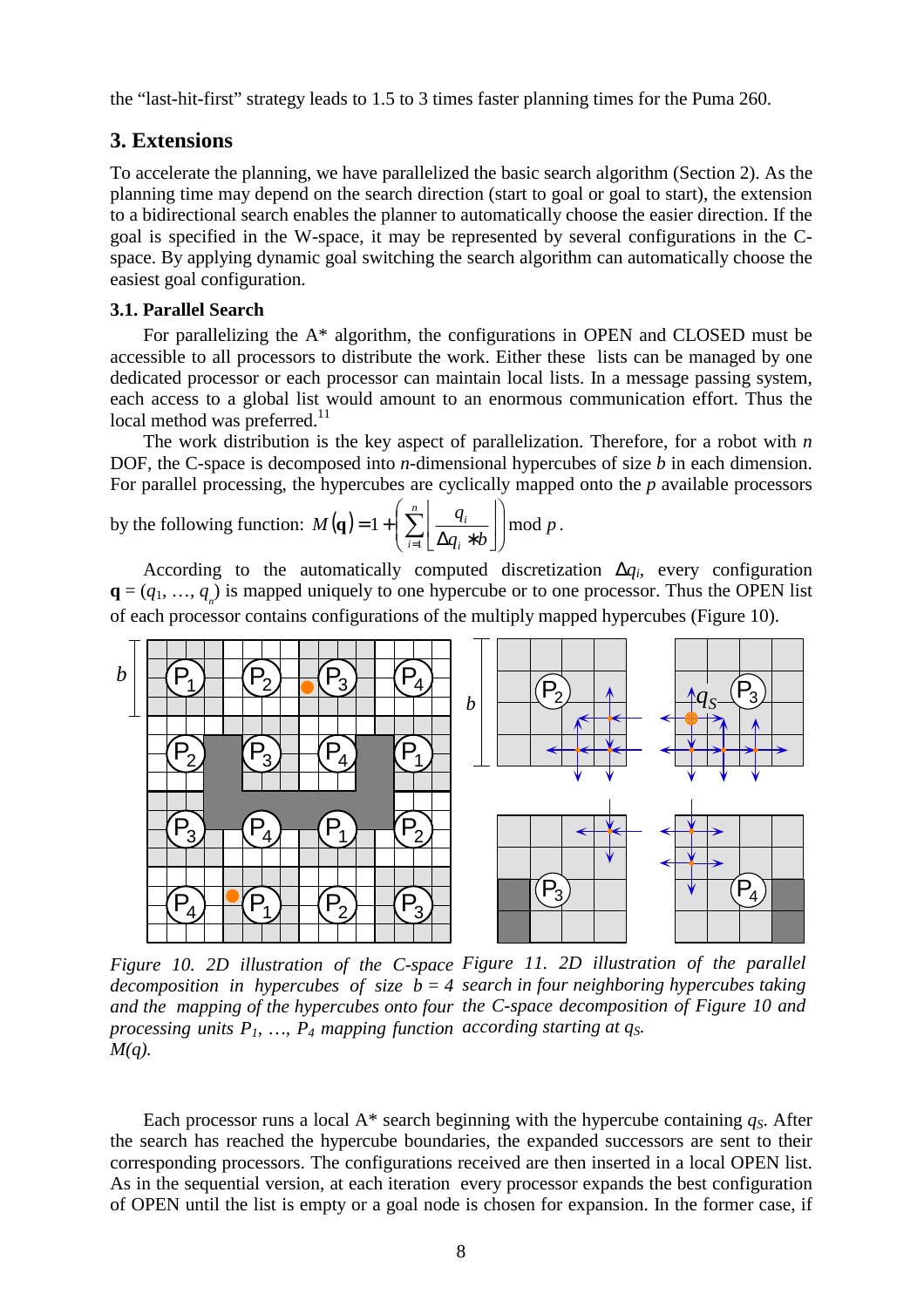the "last-hit-first" strategy leads to 1.5 to 3 times faster planning times for the Puma 260.

## 3. Extensions

To accelerate the planning, we have parallelized the basic search algorithm (Section 2). As the planning time may depend on the search direction (start to goal or goal to start), the extension to a bidirectional search enables the planner to automatically choose the easier direction. If the goal is specified in the W-space, it may be represented by several configurations in the C-space. By applying dynamic goal switching the search algorithm can automatically choose the easiest goal configuration.

### 3.1. Parallel Search

For parallelizing the A* algorithm, the configurations in OPEN and CLOSED must be accessible to all processors to distribute the work. Either these lists can be managed by one dedicated processor or each processor can maintain local lists. In a message passing system, each access to a global list would amount to an enormous communication effort. Thus the local method was preferred.[11]

The work distribution is the key aspect of parallelization. Therefore, for a robot with $n$ DOF, the C-space is decomposed into $n$-dimensional hypercubes of size $b$ in each dimension. For parallel processing, the hypercubes are cyclically mapped onto the $p$ available processors by the following function: $M(\mathbf{q}) = 1 + \left( \sum_{i=1}^{n} \left\lfloor \frac{q_i}{\Delta q_i * b} \right\rfloor \right) \bmod p$.

According to the automatically computed discretization $\Delta q_i$, every configuration $\mathbf{q} = (q_1, \ldots, q_n)$ is mapped uniquely to one hypercube or to one processor. Thus the OPEN list of each processor contains configurations of the multiply mapped hypercubes (Figure 10).

*Figure 10. 2D illustration of the C-space decomposition in hypercubes of size $b = 4$ and the mapping of the hypercubes onto four processing units $P_1$, …, $P_4$ mapping function $M(q)$.*

*Figure 11. 2D illustration of the parallel search in four neighboring hypercubes taking the C-space decomposition of Figure 10 and according starting at $q_S$.*

Each processor runs a local A* search beginning with the hypercube containing $q_S$. After the search has reached the hypercube boundaries, the expanded successors are sent to their corresponding processors. The configurations received are then inserted in a local OPEN list. As in the sequential version, at each iteration every processor expands the best configuration of OPEN until the list is empty or a goal node is chosen for expansion. In the former case, if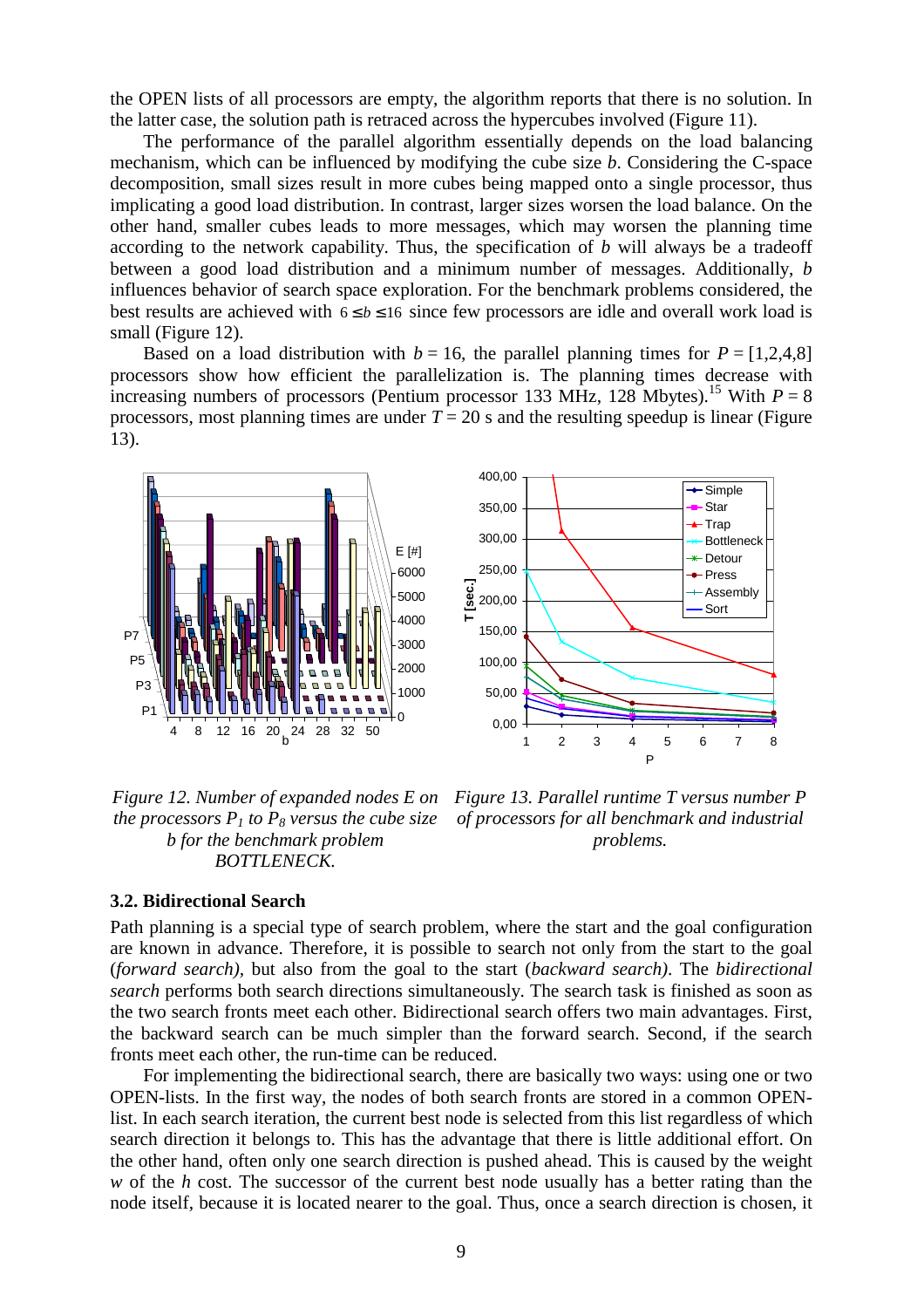the OPEN lists of all processors are empty, the algorithm reports that there is no solution. In the latter case, the solution path is retraced across the hypercubes involved (Figure 11).

The performance of the parallel algorithm essentially depends on the load balancing mechanism, which can be influenced by modifying the cube size $b$. Considering the C-space decomposition, small sizes result in more cubes being mapped onto a single processor, thus implicating a good load distribution. In contrast, larger sizes worsen the load balance. On the other hand, smaller cubes leads to more messages, which may worsen the planning time according to the network capability. Thus, the specification of $b$ will always be a tradeoff between a good load distribution and a minimum number of messages. Additionally, $b$ influences behavior of search space exploration. For the benchmark problems considered, the best results are achieved with $6 \leq b \leq 16$ since few processors are idle and overall work load is small (Figure 12).

Based on a load distribution with $b = 16$, the parallel planning times for $P = [1,2,4,8]$ processors show how efficient the parallelization is. The planning times decrease with increasing numbers of processors (Pentium processor 133 MHz, 128 Mbytes).[15] With $P = 8$ processors, most planning times are under $T = 20$ s and the resulting speedup is linear (Figure 13).

*Figure 12. Number of expanded nodes E on the processors $P_1$ to $P_8$ versus the cube size b for the benchmark problem BOTTLENECK.*

*Figure 13. Parallel runtime T versus number P of processors for all benchmark and industrial problems.*

### 3.2. Bidirectional Search

Path planning is a special type of search problem, where the start and the goal configuration are known in advance. Therefore, it is possible to search not only from the start to the goal (*forward search*), but also from the goal to the start (*backward search*). The *bidirectional search* performs both search directions simultaneously. The search task is finished as soon as the two search fronts meet each other. Bidirectional search offers two main advantages. First, the backward search can be much simpler than the forward search. Second, if the search fronts meet each other, the run-time can be reduced.

For implementing the bidirectional search, there are basically two ways: using one or two OPEN-lists. In the first way, the nodes of both search fronts are stored in a common OPEN-list. In each search iteration, the current best node is selected from this list regardless of which search direction it belongs to. This has the advantage that there is little additional effort. On the other hand, often only one search direction is pushed ahead. This is caused by the weight $w$ of the $h$ cost. The successor of the current best node usually has a better rating than the node itself, because it is located nearer to the goal. Thus, once a search direction is chosen, it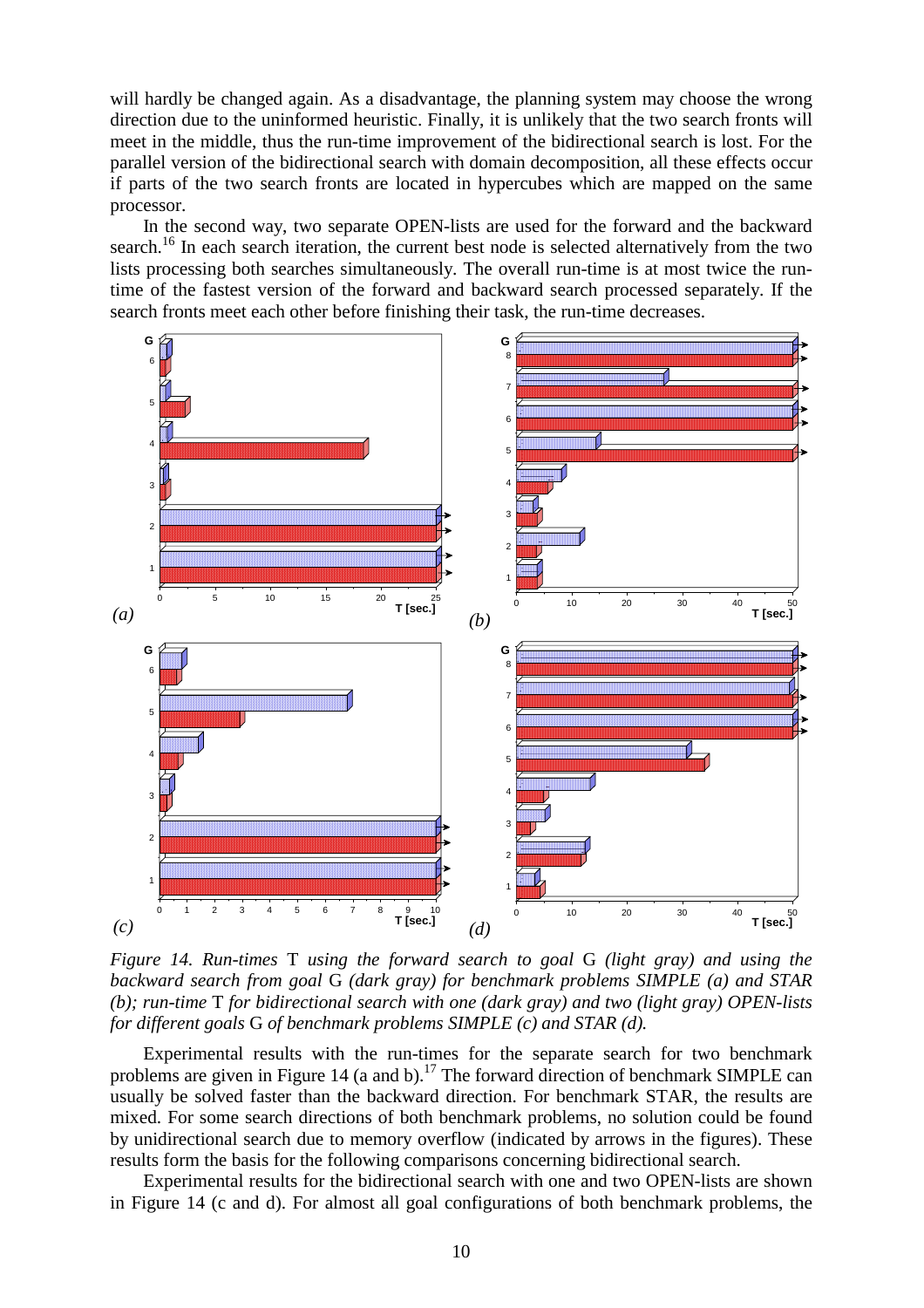will hardly be changed again. As a disadvantage, the planning system may choose the wrong direction due to the uninformed heuristic. Finally, it is unlikely that the two search fronts will meet in the middle, thus the run-time improvement of the bidirectional search is lost. For the parallel version of the bidirectional search with domain decomposition, all these effects occur if parts of the two search fronts are located in hypercubes which are mapped on the same processor.

In the second way, two separate OPEN-lists are used for the forward and the backward search.[16] In each search iteration, the current best node is selected alternatively from the two lists processing both searches simultaneously. The overall run-time is at most twice the run-time of the fastest version of the forward and backward search processed separately. If the search fronts meet each other before finishing their task, the run-time decreases.

*Figure 14. Run-times* T *using the forward search to goal* G *(light gray) and using the backward search from goal* G *(dark gray) for benchmark problems SIMPLE (a) and STAR (b); run-time* T *for bidirectional search with one (dark gray) and two (light gray) OPEN-lists for different goals* G *of benchmark problems SIMPLE (c) and STAR (d).*

Experimental results with the run-times for the separate search for two benchmark problems are given in Figure 14 (a and b).[17] The forward direction of benchmark SIMPLE can usually be solved faster than the backward direction. For benchmark STAR, the results are mixed. For some search directions of both benchmark problems, no solution could be found by unidirectional search due to memory overflow (indicated by arrows in the figures). These results form the basis for the following comparisons concerning bidirectional search.

Experimental results for the bidirectional search with one and two OPEN-lists are shown in Figure 14 (c and d). For almost all goal configurations of both benchmark problems, the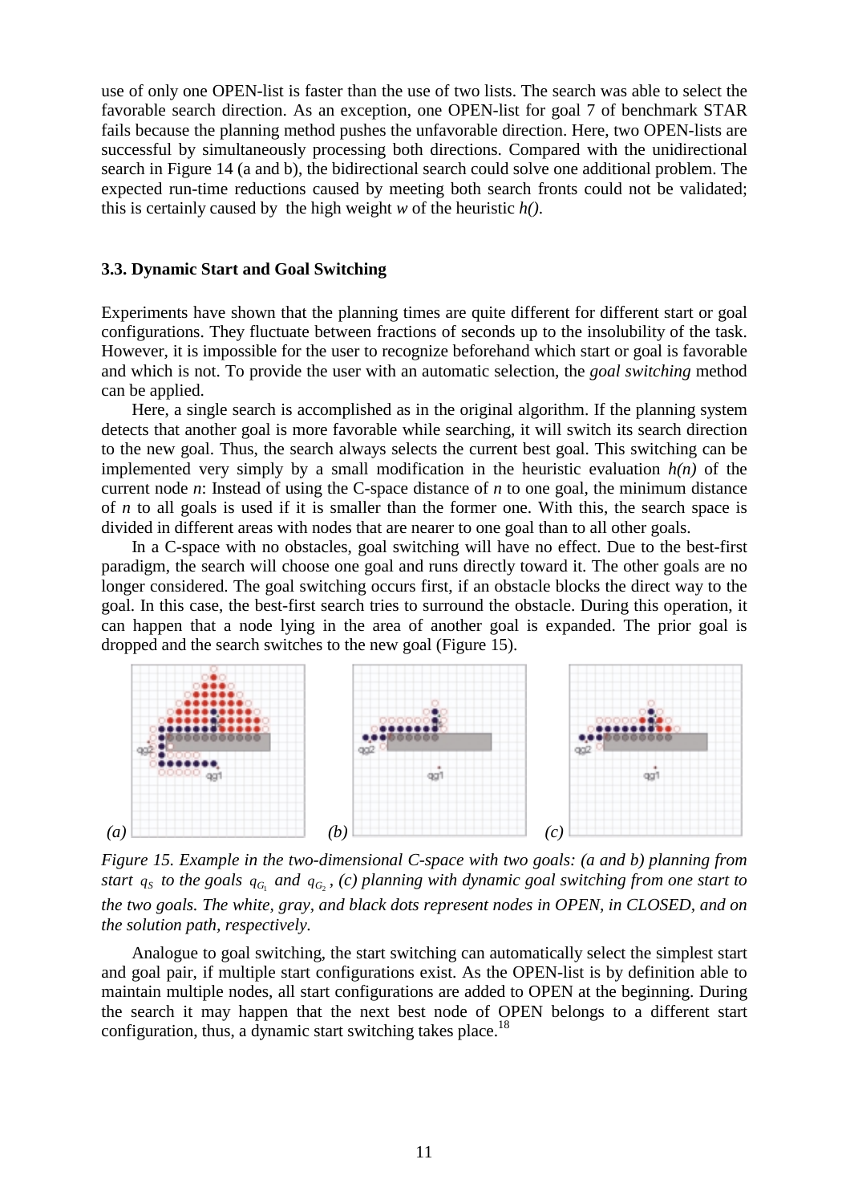use of only one OPEN-list is faster than the use of two lists. The search was able to select the favorable search direction. As an exception, one OPEN-list for goal 7 of benchmark STAR fails because the planning method pushes the unfavorable direction. Here, two OPEN-lists are successful by simultaneously processing both directions. Compared with the unidirectional search in Figure 14 (a and b), the bidirectional search could solve one additional problem. The expected run-time reductions caused by meeting both search fronts could not be validated; this is certainly caused by the high weight *w* of the heuristic *h()*.

### 3.3. Dynamic Start and Goal Switching

Experiments have shown that the planning times are quite different for different start or goal configurations. They fluctuate between fractions of seconds up to the insolubility of the task. However, it is impossible for the user to recognize beforehand which start or goal is favorable and which is not. To provide the user with an automatic selection, the *goal switching* method can be applied.

Here, a single search is accomplished as in the original algorithm. If the planning system detects that another goal is more favorable while searching, it will switch its search direction to the new goal. Thus, the search always selects the current best goal. This switching can be implemented very simply by a small modification in the heuristic evaluation *h(n)* of the current node *n*: Instead of using the C-space distance of *n* to one goal, the minimum distance of *n* to all goals is used if it is smaller than the former one. With this, the search space is divided in different areas with nodes that are nearer to one goal than to all other goals.

In a C-space with no obstacles, goal switching will have no effect. Due to the best-first paradigm, the search will choose one goal and runs directly toward it. The other goals are no longer considered. The goal switching occurs first, if an obstacle blocks the direct way to the goal. In this case, the best-first search tries to surround the obstacle. During this operation, it can happen that a node lying in the area of another goal is expanded. The prior goal is dropped and the search switches to the new goal (Figure 15).

(a) (b) (c)

qg2 qg1

*Figure 15. Example in the two-dimensional C-space with two goals: (a and b) planning from start $q_S$ to the goals $q_{G_1}$ and $q_{G_2}$, (c) planning with dynamic goal switching from one start to the two goals. The white, gray, and black dots represent nodes in OPEN, in CLOSED, and on the solution path, respectively.*

Analogue to goal switching, the start switching can automatically select the simplest start and goal pair, if multiple start configurations exist. As the OPEN-list is by definition able to maintain multiple nodes, all start configurations are added to OPEN at the beginning. During the search it may happen that the next best node of OPEN belongs to a different start configuration, thus, a dynamic start switching takes place.[18]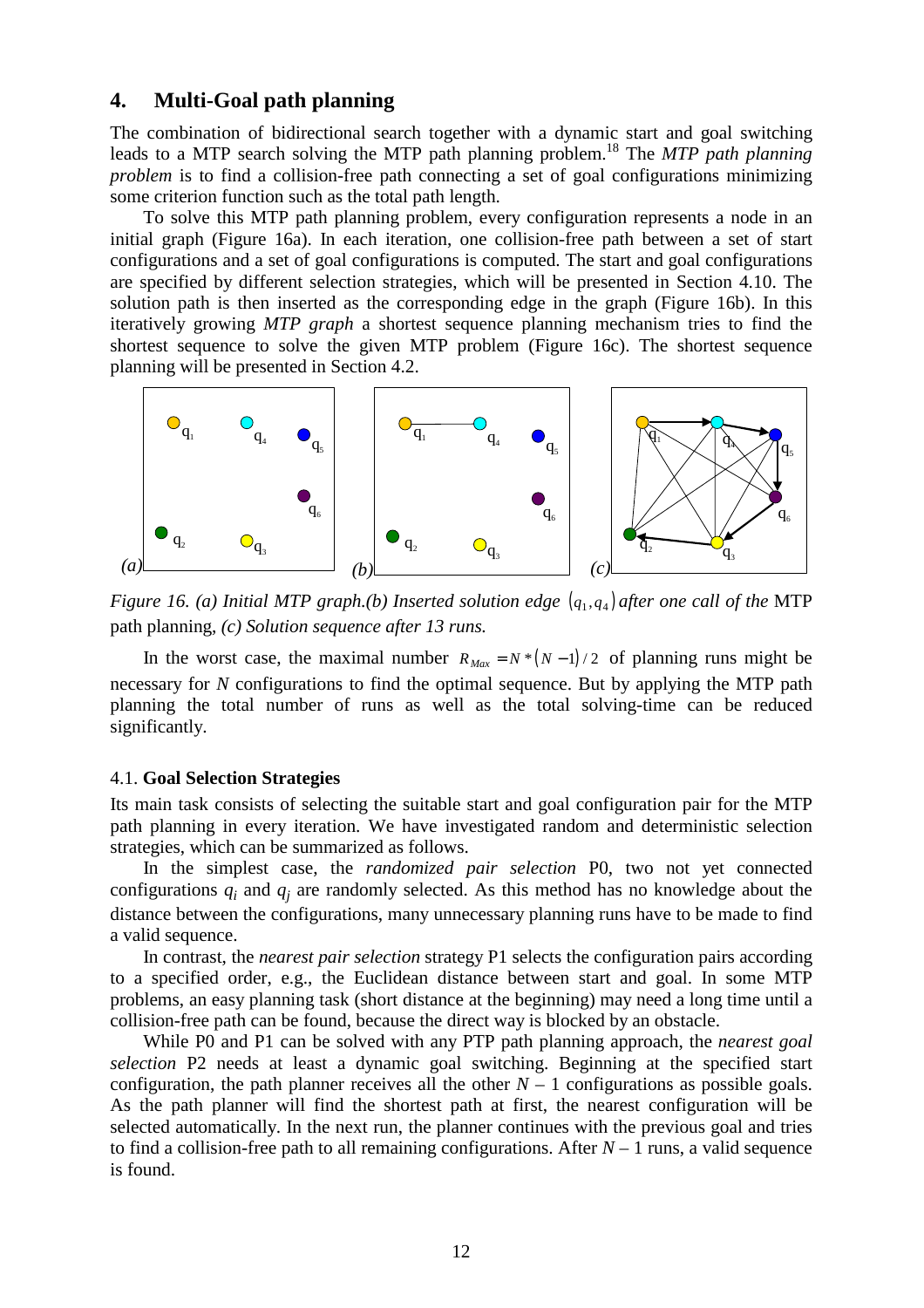## 4. Multi-Goal path planning

The combination of bidirectional search together with a dynamic start and goal switching leads to a MTP search solving the MTP path planning problem.[18] The *MTP path planning problem* is to find a collision-free path connecting a set of goal configurations minimizing some criterion function such as the total path length.

To solve this MTP path planning problem, every configuration represents a node in an initial graph (Figure 16a). In each iteration, one collision-free path between a set of start configurations and a set of goal configurations is computed. The start and goal configurations are specified by different selection strategies, which will be presented in Section 4.10. The solution path is then inserted as the corresponding edge in the graph (Figure 16b). In this iteratively growing *MTP graph* a shortest sequence planning mechanism tries to find the shortest sequence to solve the given MTP problem (Figure 16c). The shortest sequence planning will be presented in Section 4.2.

*Figure 16. (a) Initial MTP graph.(b) Inserted solution edge $(q_1, q_4)$ after one call of the* MTP path planning, *(c) Solution sequence after 13 runs.*

In the worst case, the maximal number $R_{Max} = N*(N-1)/2$ of planning runs might be necessary for *N* configurations to find the optimal sequence. But by applying the MTP path planning the total number of runs as well as the total solving-time can be reduced significantly.

### 4.1. Goal Selection Strategies

Its main task consists of selecting the suitable start and goal configuration pair for the MTP path planning in every iteration. We have investigated random and deterministic selection strategies, which can be summarized as follows.

In the simplest case, the *randomized pair selection* P0, two not yet connected configurations $q_i$ and $q_j$ are randomly selected. As this method has no knowledge about the distance between the configurations, many unnecessary planning runs have to be made to find a valid sequence.

In contrast, the *nearest pair selection* strategy P1 selects the configuration pairs according to a specified order, e.g., the Euclidean distance between start and goal. In some MTP problems, an easy planning task (short distance at the beginning) may need a long time until a collision-free path can be found, because the direct way is blocked by an obstacle.

While P0 and P1 can be solved with any PTP path planning approach, the *nearest goal selection* P2 needs at least a dynamic goal switching. Beginning at the specified start configuration, the path planner receives all the other $N - 1$ configurations as possible goals. As the path planner will find the shortest path at first, the nearest configuration will be selected automatically. In the next run, the planner continues with the previous goal and tries to find a collision-free path to all remaining configurations. After $N - 1$ runs, a valid sequence is found.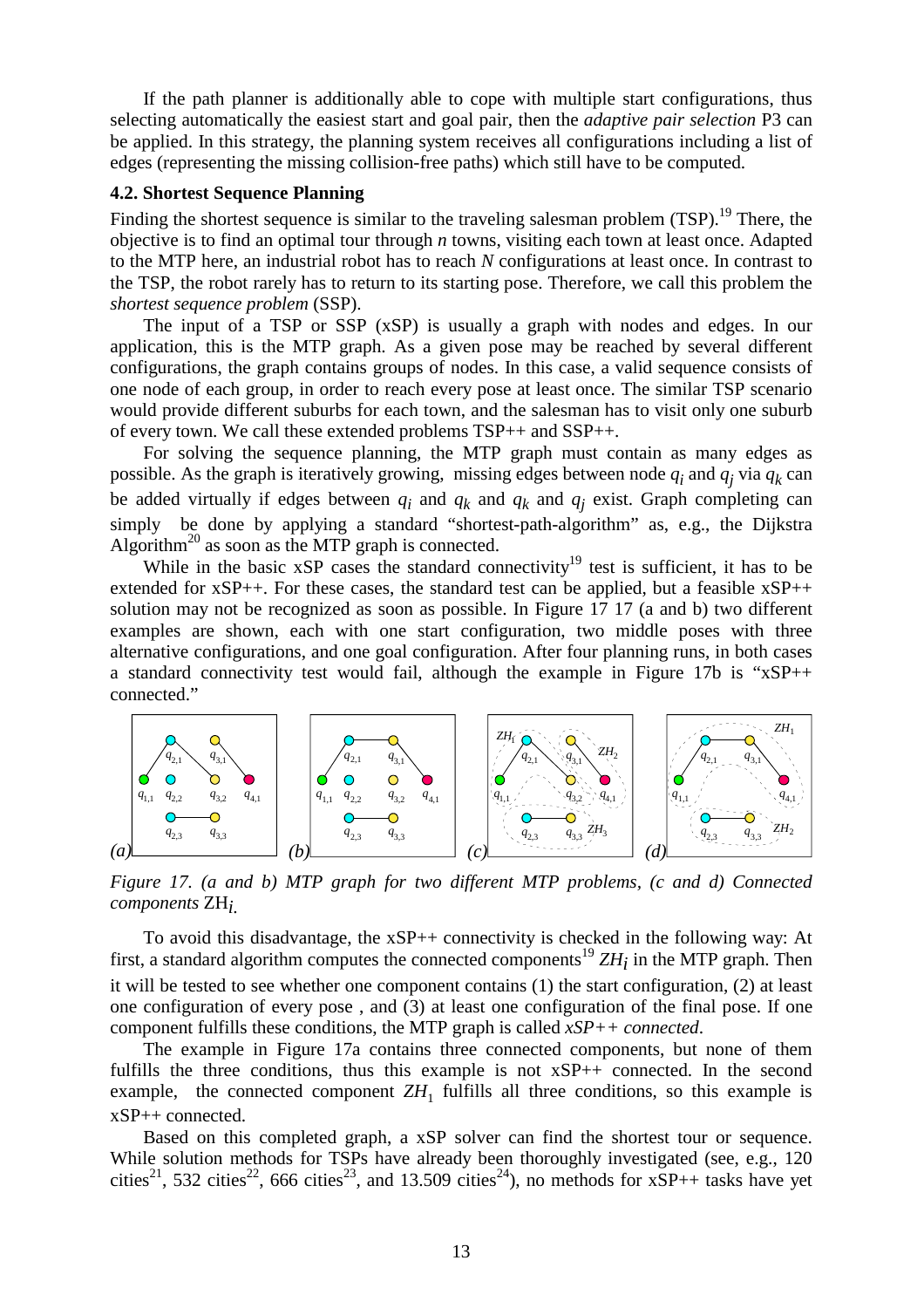If the path planner is additionally able to cope with multiple start configurations, thus selecting automatically the easiest start and goal pair, then the *adaptive pair selection* P3 can be applied. In this strategy, the planning system receives all configurations including a list of edges (representing the missing collision-free paths) which still have to be computed.

### 4.2. Shortest Sequence Planning

Finding the shortest sequence is similar to the traveling salesman problem (TSP).[19] There, the objective is to find an optimal tour through *n* towns, visiting each town at least once. Adapted to the MTP here, an industrial robot has to reach *N* configurations at least once. In contrast to the TSP, the robot rarely has to return to its starting pose. Therefore, we call this problem the *shortest sequence problem* (SSP).

The input of a TSP or SSP (xSP) is usually a graph with nodes and edges. In our application, this is the MTP graph. As a given pose may be reached by several different configurations, the graph contains groups of nodes. In this case, a valid sequence consists of one node of each group, in order to reach every pose at least once. The similar TSP scenario would provide different suburbs for each town, and the salesman has to visit only one suburb of every town. We call these extended problems TSP++ and SSP++.

For solving the sequence planning, the MTP graph must contain as many edges as possible. As the graph is iteratively growing, missing edges between node $q_i$ and $q_j$ via $q_k$ can be added virtually if edges between $q_i$ and $q_k$ and $q_k$ and $q_j$ exist. Graph completing can simply be done by applying a standard "shortest-path-algorithm" as, e.g., the Dijkstra Algorithm[20] as soon as the MTP graph is connected.

While in the basic xSP cases the standard connectivity[19] test is sufficient, it has to be extended for xSP++. For these cases, the standard test can be applied, but a feasible xSP++ solution may not be recognized as soon as possible. In Figure 17 17 (a and b) two different examples are shown, each with one start configuration, two middle poses with three alternative configurations, and one goal configuration. After four planning runs, in both cases a standard connectivity test would fail, although the example in Figure 17b is "xSP++ connected."

*Figure 17. (a and b) MTP graph for two different MTP problems, (c and d) Connected components* $ZH_i$.

To avoid this disadvantage, the xSP++ connectivity is checked in the following way: At first, a standard algorithm computes the connected components[19] $ZH_i$ in the MTP graph. Then it will be tested to see whether one component contains (1) the start configuration, (2) at least one configuration of every pose , and (3) at least one configuration of the final pose. If one component fulfills these conditions, the MTP graph is called *xSP++ connected*.

The example in Figure 17a contains three connected components, but none of them fulfills the three conditions, thus this example is not xSP++ connected. In the second example, the connected component $ZH_1$ fulfills all three conditions, so this example is xSP++ connected.

Based on this completed graph, a xSP solver can find the shortest tour or sequence. While solution methods for TSPs have already been thoroughly investigated (see, e.g., 120 cities[21], 532 cities[22], 666 cities[23], and 13.509 cities[24]), no methods for xSP++ tasks have yet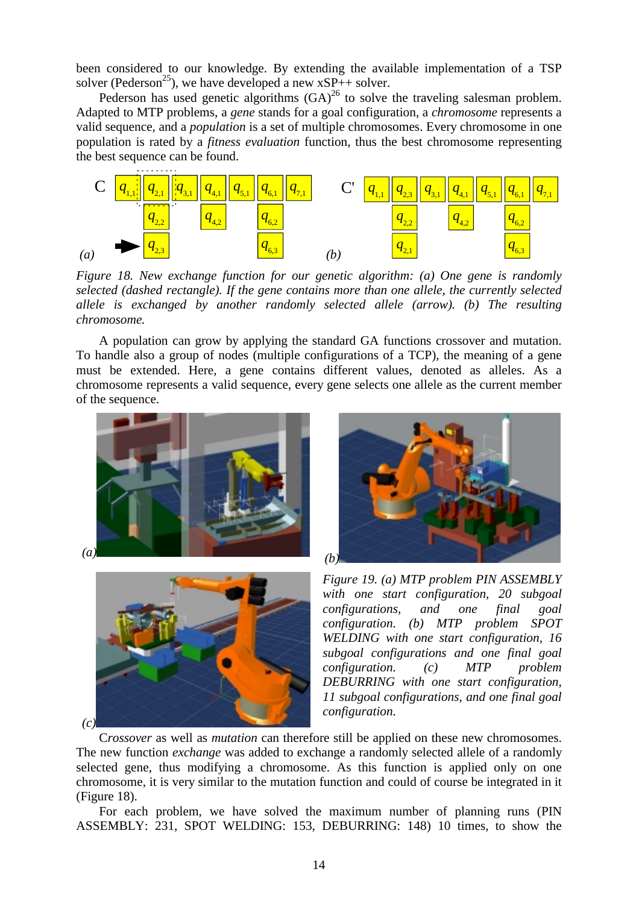been considered to our knowledge. By extending the available implementation of a TSP solver (Pederson[25]), we have developed a new xSP++ solver.

Pederson has used genetic algorithms (GA)[26] to solve the traveling salesman problem. Adapted to MTP problems, a *gene* stands for a goal configuration, a *chromosome* represents a valid sequence, and a *population* is a set of multiple chromosomes. Every chromosome in one population is rated by a *fitness evaluation* function, thus the best chromosome representing the best sequence can be found.

*Figure 18. New exchange function for our genetic algorithm: (a) One gene is randomly selected (dashed rectangle). If the gene contains more than one allele, the currently selected allele is exchanged by another randomly selected allele (arrow). (b) The resulting chromosome.*

A population can grow by applying the standard GA functions crossover and mutation. To handle also a group of nodes (multiple configurations of a TCP), the meaning of a gene must be extended. Here, a gene contains different values, denoted as alleles. As a chromosome represents a valid sequence, every gene selects one allele as the current member of the sequence.

*Figure 19. (a) MTP problem PIN ASSEMBLY with one start configuration, 20 subgoal configurations, and one final goal configuration. (b) MTP problem SPOT WELDING with one start configuration, 16 subgoal configurations and one final goal configuration. (c) MTP problem DEBURRING with one start configuration, 11 subgoal configurations, and one final goal configuration.*

C*rossover* as well as *mutation* can therefore still be applied on these new chromosomes. The new function *exchange* was added to exchange a randomly selected allele of a randomly selected gene, thus modifying a chromosome. As this function is applied only on one chromosome, it is very similar to the mutation function and could of course be integrated in it (Figure 18).

For each problem, we have solved the maximum number of planning runs (PIN ASSEMBLY: 231, SPOT WELDING: 153, DEBURRING: 148) 10 times, to show the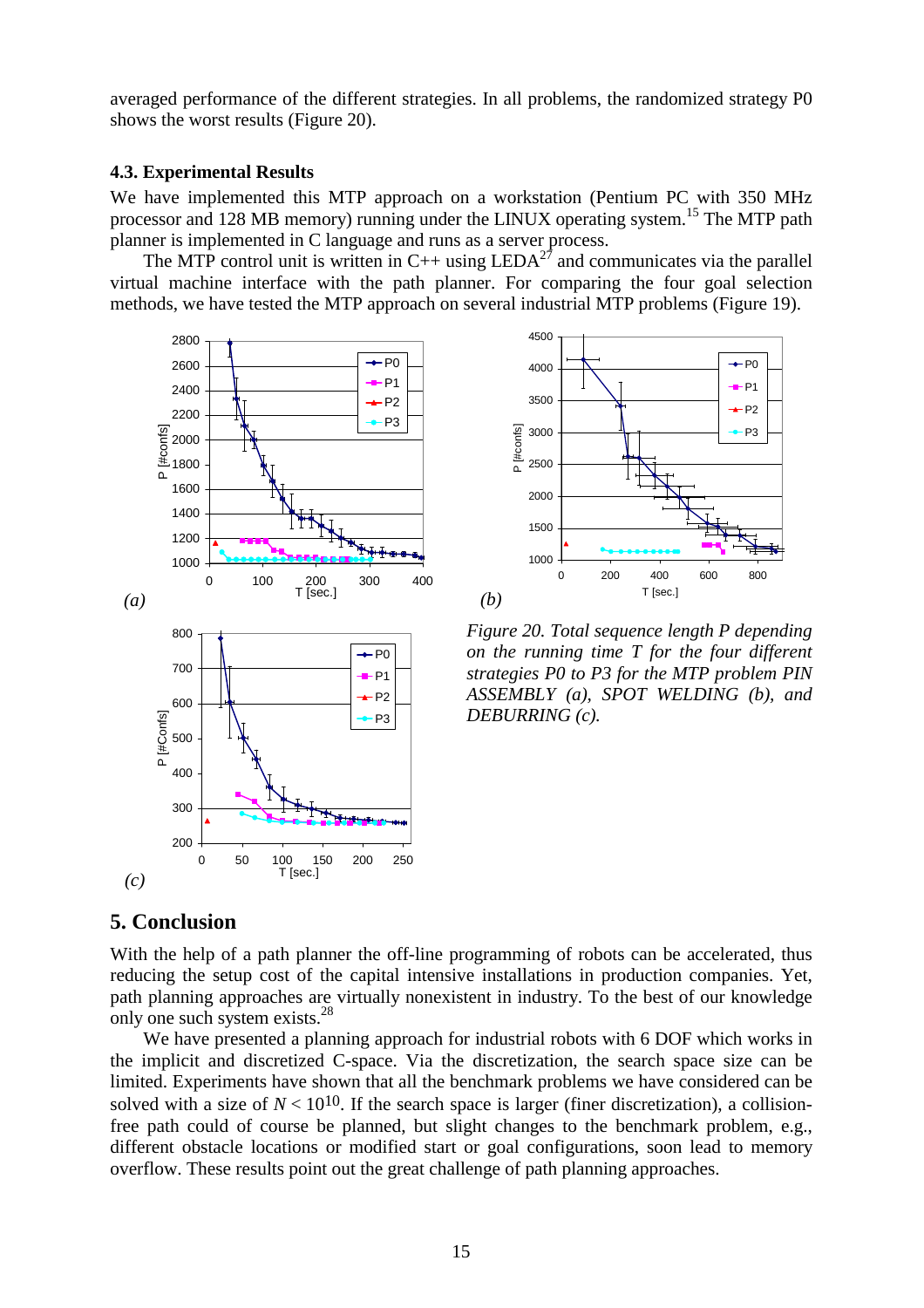averaged performance of the different strategies. In all problems, the randomized strategy P0 shows the worst results (Figure 20).

### 4.3. Experimental Results

We have implemented this MTP approach on a workstation (Pentium PC with 350 MHz processor and 128 MB memory) running under the LINUX operating system.[15] The MTP path planner is implemented in C language and runs as a server process.

The MTP control unit is written in C++ using LEDA[27] and communicates via the parallel virtual machine interface with the path planner. For comparing the four goal selection methods, we have tested the MTP approach on several industrial MTP problems (Figure 19).

*Figure 20. Total sequence length P depending on the running time T for the four different strategies P0 to P3 for the MTP problem PIN ASSEMBLY (a), SPOT WELDING (b), and DEBURRING (c).*

## 5. Conclusion

With the help of a path planner the off-line programming of robots can be accelerated, thus reducing the setup cost of the capital intensive installations in production companies. Yet, path planning approaches are virtually nonexistent in industry. To the best of our knowledge only one such system exists.[28]

We have presented a planning approach for industrial robots with 6 DOF which works in the implicit and discretized C-space. Via the discretization, the search space size can be limited. Experiments have shown that all the benchmark problems we have considered can be solved with a size of $N < 10^{10}$. If the search space is larger (finer discretization), a collision-free path could of course be planned, but slight changes to the benchmark problem, e.g., different obstacle locations or modified start or goal configurations, soon lead to memory overflow. These results point out the great challenge of path planning approaches.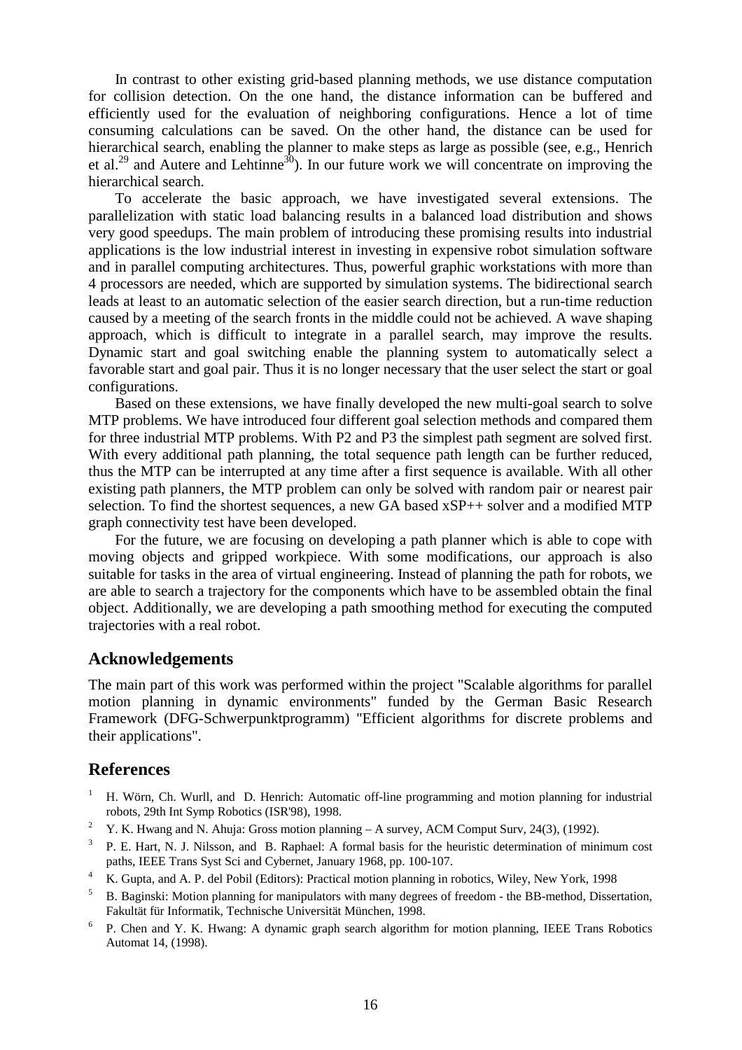In contrast to other existing grid-based planning methods, we use distance computation for collision detection. On the one hand, the distance information can be buffered and efficiently used for the evaluation of neighboring configurations. Hence a lot of time consuming calculations can be saved. On the other hand, the distance can be used for hierarchical search, enabling the planner to make steps as large as possible (see, e.g., Henrich et al.[29] and Autere and Lehtinne[30]). In our future work we will concentrate on improving the hierarchical search.

To accelerate the basic approach, we have investigated several extensions. The parallelization with static load balancing results in a balanced load distribution and shows very good speedups. The main problem of introducing these promising results into industrial applications is the low industrial interest in investing in expensive robot simulation software and in parallel computing architectures. Thus, powerful graphic workstations with more than 4 processors are needed, which are supported by simulation systems. The bidirectional search leads at least to an automatic selection of the easier search direction, but a run-time reduction caused by a meeting of the search fronts in the middle could not be achieved. A wave shaping approach, which is difficult to integrate in a parallel search, may improve the results. Dynamic start and goal switching enable the planning system to automatically select a favorable start and goal pair. Thus it is no longer necessary that the user select the start or goal configurations.

Based on these extensions, we have finally developed the new multi-goal search to solve MTP problems. We have introduced four different goal selection methods and compared them for three industrial MTP problems. With P2 and P3 the simplest path segment are solved first. With every additional path planning, the total sequence path length can be further reduced, thus the MTP can be interrupted at any time after a first sequence is available. With all other existing path planners, the MTP problem can only be solved with random pair or nearest pair selection. To find the shortest sequences, a new GA based xSP++ solver and a modified MTP graph connectivity test have been developed.

For the future, we are focusing on developing a path planner which is able to cope with moving objects and gripped workpiece. With some modifications, our approach is also suitable for tasks in the area of virtual engineering. Instead of planning the path for robots, we are able to search a trajectory for the components which have to be assembled obtain the final object. Additionally, we are developing a path smoothing method for executing the computed trajectories with a real robot.

## Acknowledgements

The main part of this work was performed within the project "Scalable algorithms for parallel motion planning in dynamic environments" funded by the German Basic Research Framework (DFG-Schwerpunktprogramm) "Efficient algorithms for discrete problems and their applications".

## References

1. H. Wörn, Ch. Wurll, and D. Henrich: Automatic off-line programming and motion planning for industrial robots, 29th Int Symp Robotics (ISR'98), 1998.
2. Y. K. Hwang and N. Ahuja: Gross motion planning – A survey, ACM Comput Surv, 24(3), (1992).
3. P. E. Hart, N. J. Nilsson, and B. Raphael: A formal basis for the heuristic determination of minimum cost paths, IEEE Trans Syst Sci and Cybernet, January 1968, pp. 100-107.
4. K. Gupta, and A. P. del Pobil (Editors): Practical motion planning in robotics, Wiley, New York, 1998
5. B. Baginski: Motion planning for manipulators with many degrees of freedom - the BB-method, Dissertation, Fakultät für Informatik, Technische Universität München, 1998.
6. P. Chen and Y. K. Hwang: A dynamic graph search algorithm for motion planning, IEEE Trans Robotics Automat 14, (1998).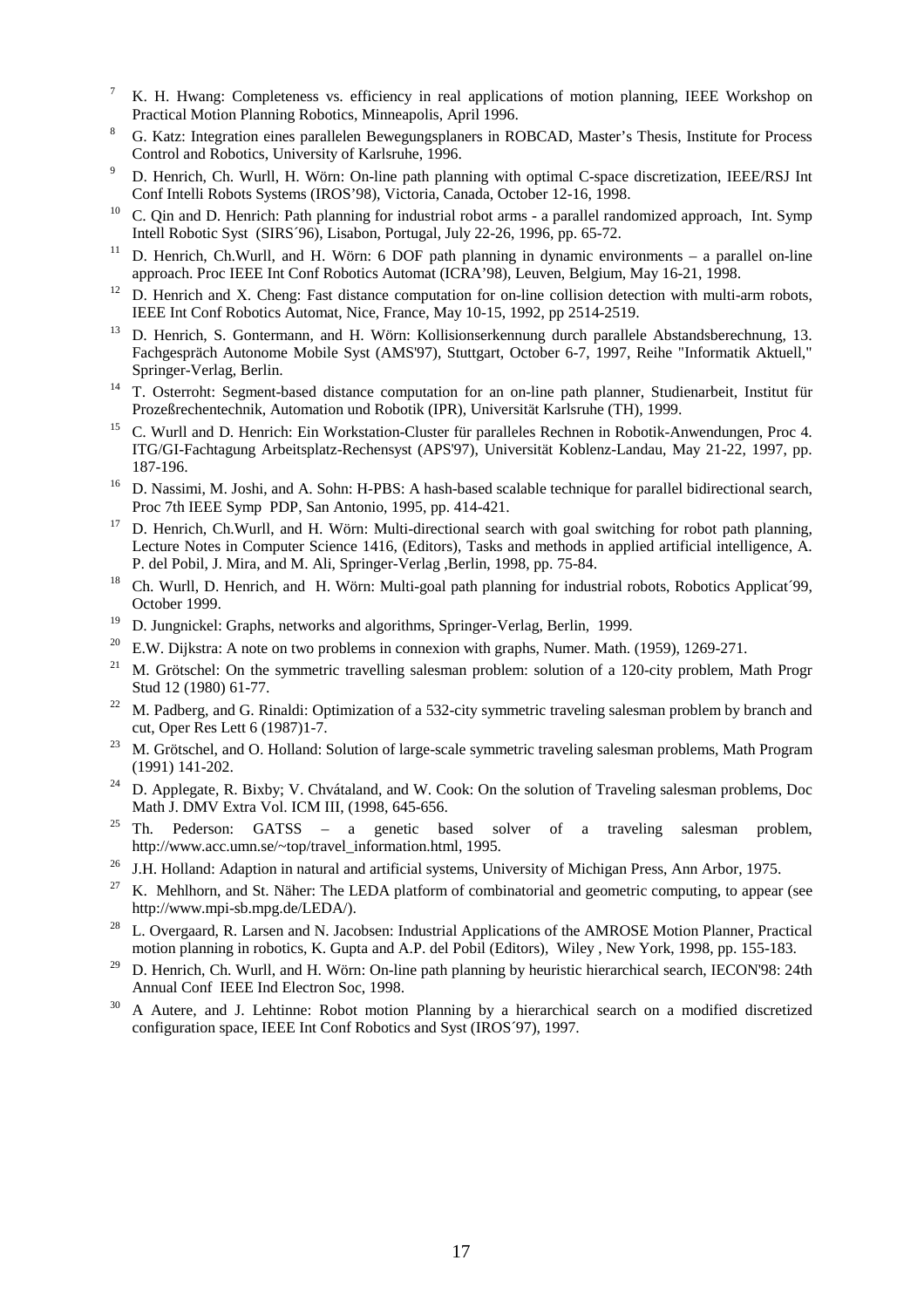[7] K. H. Hwang: Completeness vs. efficiency in real applications of motion planning, IEEE Workshop on Practical Motion Planning Robotics, Minneapolis, April 1996.

[8] G. Katz: Integration eines parallelen Bewegungsplaners in ROBCAD, Master's Thesis, Institute for Process Control and Robotics, University of Karlsruhe, 1996.

[9] D. Henrich, Ch. Wurll, H. Wörn: On-line path planning with optimal C-space discretization, IEEE/RSJ Int Conf Intelli Robots Systems (IROS'98), Victoria, Canada, October 12-16, 1998.

[10] C. Qin and D. Henrich: Path planning for industrial robot arms - a parallel randomized approach, Int. Symp Intell Robotic Syst (SIRS´96), Lisabon, Portugal, July 22-26, 1996, pp. 65-72.

[11] D. Henrich, Ch.Wurll, and H. Wörn: 6 DOF path planning in dynamic environments – a parallel on-line approach. Proc IEEE Int Conf Robotics Automat (ICRA'98), Leuven, Belgium, May 16-21, 1998.

[12] D. Henrich and X. Cheng: Fast distance computation for on-line collision detection with multi-arm robots, IEEE Int Conf Robotics Automat, Nice, France, May 10-15, 1992, pp 2514-2519.

[13] D. Henrich, S. Gontermann, and H. Wörn: Kollisionserkennung durch parallele Abstandsberechnung, 13. Fachgespräch Autonome Mobile Syst (AMS'97), Stuttgart, October 6-7, 1997, Reihe "Informatik Aktuell," Springer-Verlag, Berlin.

[14] T. Osterroht: Segment-based distance computation for an on-line path planner, Studienarbeit, Institut für Prozeßrechentechnik, Automation und Robotik (IPR), Universität Karlsruhe (TH), 1999.

[15] C. Wurll and D. Henrich: Ein Workstation-Cluster für paralleles Rechnen in Robotik-Anwendungen, Proc 4. ITG/GI-Fachtagung Arbeitsplatz-Rechensyst (APS'97), Universität Koblenz-Landau, May 21-22, 1997, pp. 187-196.

[16] D. Nassimi, M. Joshi, and A. Sohn: H-PBS: A hash-based scalable technique for parallel bidirectional search, Proc 7th IEEE Symp PDP, San Antonio, 1995, pp. 414-421.

[17] D. Henrich, Ch.Wurll, and H. Wörn: Multi-directional search with goal switching for robot path planning, Lecture Notes in Computer Science 1416, (Editors), Tasks and methods in applied artificial intelligence, A. P. del Pobil, J. Mira, and M. Ali, Springer-Verlag ,Berlin, 1998, pp. 75-84.

[18] Ch. Wurll, D. Henrich, and H. Wörn: Multi-goal path planning for industrial robots, Robotics Applicat´99, October 1999.

[19] D. Jungnickel: Graphs, networks and algorithms, Springer-Verlag, Berlin, 1999.

[20] E.W. Dijkstra: A note on two problems in connexion with graphs, Numer. Math. (1959), 1269-271.

[21] M. Grötschel: On the symmetric travelling salesman problem: solution of a 120-city problem, Math Progr Stud 12 (1980) 61-77.

[22] M. Padberg, and G. Rinaldi: Optimization of a 532-city symmetric traveling salesman problem by branch and cut, Oper Res Lett 6 (1987)1-7.

[23] M. Grötschel, and O. Holland: Solution of large-scale symmetric traveling salesman problems, Math Program (1991) 141-202.

[24] D. Applegate, R. Bixby; V. Chvátaland, and W. Cook: On the solution of Traveling salesman problems, Doc Math J. DMV Extra Vol. ICM III, (1998, 645-656.

[25] Th. Pederson: GATSS – a genetic based solver of a traveling salesman problem, http://www.acc.umn.se/~top/travel_information.html, 1995.

[26] J.H. Holland: Adaption in natural and artificial systems, University of Michigan Press, Ann Arbor, 1975.

[27] K. Mehlhorn, and St. Näher: The LEDA platform of combinatorial and geometric computing, to appear (see http://www.mpi-sb.mpg.de/LEDA/).

[28] L. Overgaard, R. Larsen and N. Jacobsen: Industrial Applications of the AMROSE Motion Planner, Practical motion planning in robotics, K. Gupta and A.P. del Pobil (Editors), Wiley , New York, 1998, pp. 155-183.

[29] D. Henrich, Ch. Wurll, and H. Wörn: On-line path planning by heuristic hierarchical search, IECON'98: 24th Annual Conf IEEE Ind Electron Soc, 1998.

[30] A Autere, and J. Lehtinne: Robot motion Planning by a hierarchical search on a modified discretized configuration space, IEEE Int Conf Robotics and Syst (IROS´97), 1997.